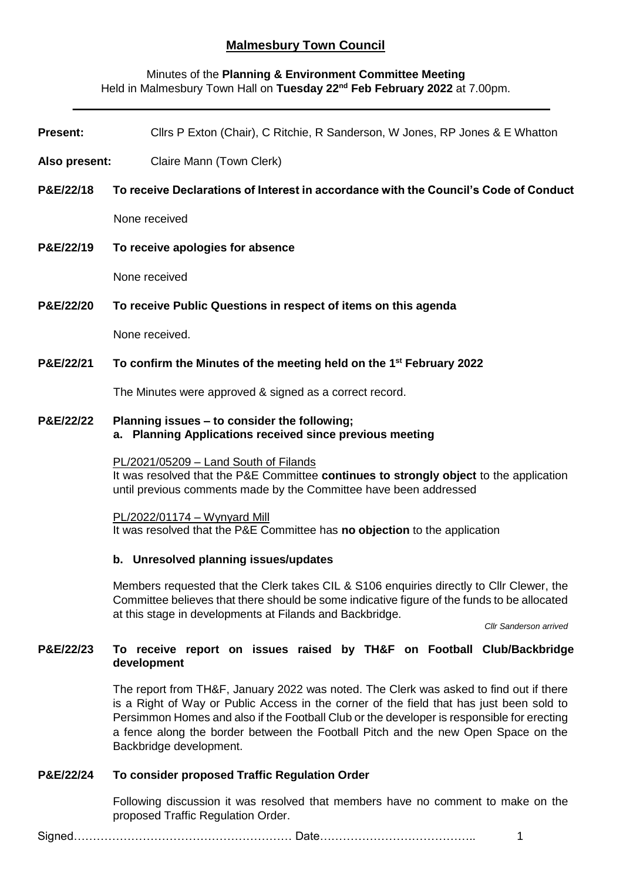# Malmesbury Town Council

Minutes of the **Planning & Environment Committee Meeting**
Held in Malmesbury Town Hall on **Tuesday 22nd Feb February 2022** at 7.00pm.

---

**Present:** Cllrs P Exton (Chair), C Ritchie, R Sanderson, W Jones, RP Jones & E Whatton

**Also present:** Claire Mann (Town Clerk)

**P&E/22/18 To receive Declarations of Interest in accordance with the Council's Code of Conduct**

None received

**P&E/22/19 To receive apologies for absence**

None received

**P&E/22/20 To receive Public Questions in respect of items on this agenda**

None received.

**P&E/22/21 To confirm the Minutes of the meeting held on the 1st February 2022**

The Minutes were approved & signed as a correct record.

**P&E/22/22 Planning issues – to consider the following;**
**a. Planning Applications received since previous meeting**

PL/2021/05209 – Land South of Filands
It was resolved that the P&E Committee **continues to strongly object** to the application until previous comments made by the Committee have been addressed

PL/2022/01174 – Wynyard Mill
It was resolved that the P&E Committee has **no objection** to the application

**b. Unresolved planning issues/updates**

Members requested that the Clerk takes CIL & S106 enquiries directly to Cllr Clewer, the Committee believes that there should be some indicative figure of the funds to be allocated at this stage in developments at Filands and Backbridge.

*Cllr Sanderson arrived*

**P&E/22/23 To receive report on issues raised by TH&F on Football Club/Backbridge development**

The report from TH&F, January 2022 was noted. The Clerk was asked to find out if there is a Right of Way or Public Access in the corner of the field that has just been sold to Persimmon Homes and also if the Football Club or the developer is responsible for erecting a fence along the border between the Football Pitch and the new Open Space on the Backbridge development.

**P&E/22/24 To consider proposed Traffic Regulation Order**

Following discussion it was resolved that members have no comment to make on the proposed Traffic Regulation Order.

Signed………………………………………………… Date…………………………………..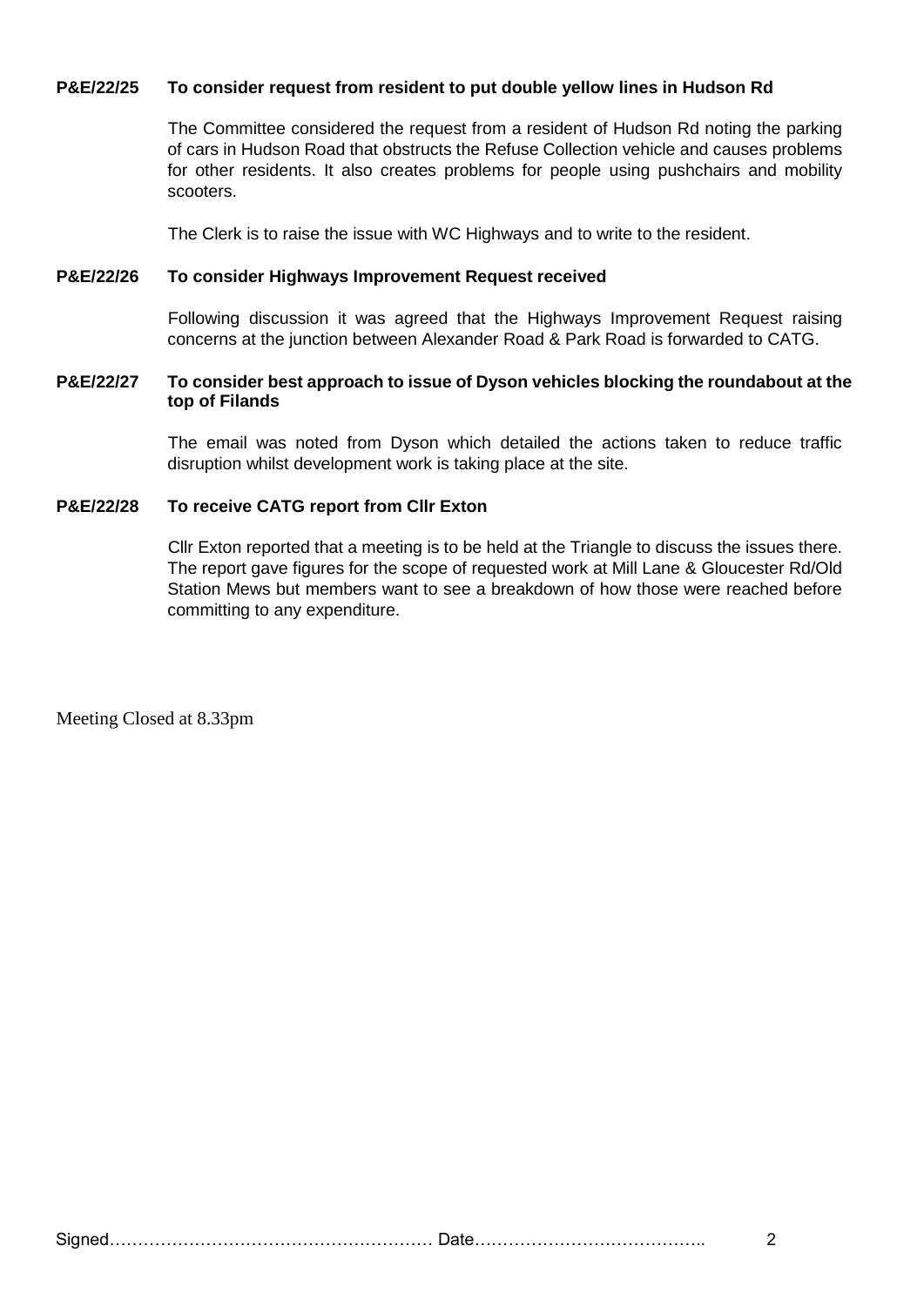**P&E/22/25 To consider request from resident to put double yellow lines in Hudson Rd**

The Committee considered the request from a resident of Hudson Rd noting the parking of cars in Hudson Road that obstructs the Refuse Collection vehicle and causes problems for other residents. It also creates problems for people using pushchairs and mobility scooters.

The Clerk is to raise the issue with WC Highways and to write to the resident.

**P&E/22/26 To consider Highways Improvement Request received**

Following discussion it was agreed that the Highways Improvement Request raising concerns at the junction between Alexander Road & Park Road is forwarded to CATG.

**P&E/22/27 To consider best approach to issue of Dyson vehicles blocking the roundabout at the top of Filands**

The email was noted from Dyson which detailed the actions taken to reduce traffic disruption whilst development work is taking place at the site.

**P&E/22/28 To receive CATG report from Cllr Exton**

Cllr Exton reported that a meeting is to be held at the Triangle to discuss the issues there. The report gave figures for the scope of requested work at Mill Lane & Gloucester Rd/Old Station Mews but members want to see a breakdown of how those were reached before committing to any expenditure.

Meeting Closed at 8.33pm

Signed………………………………………………… Date…………………………………..